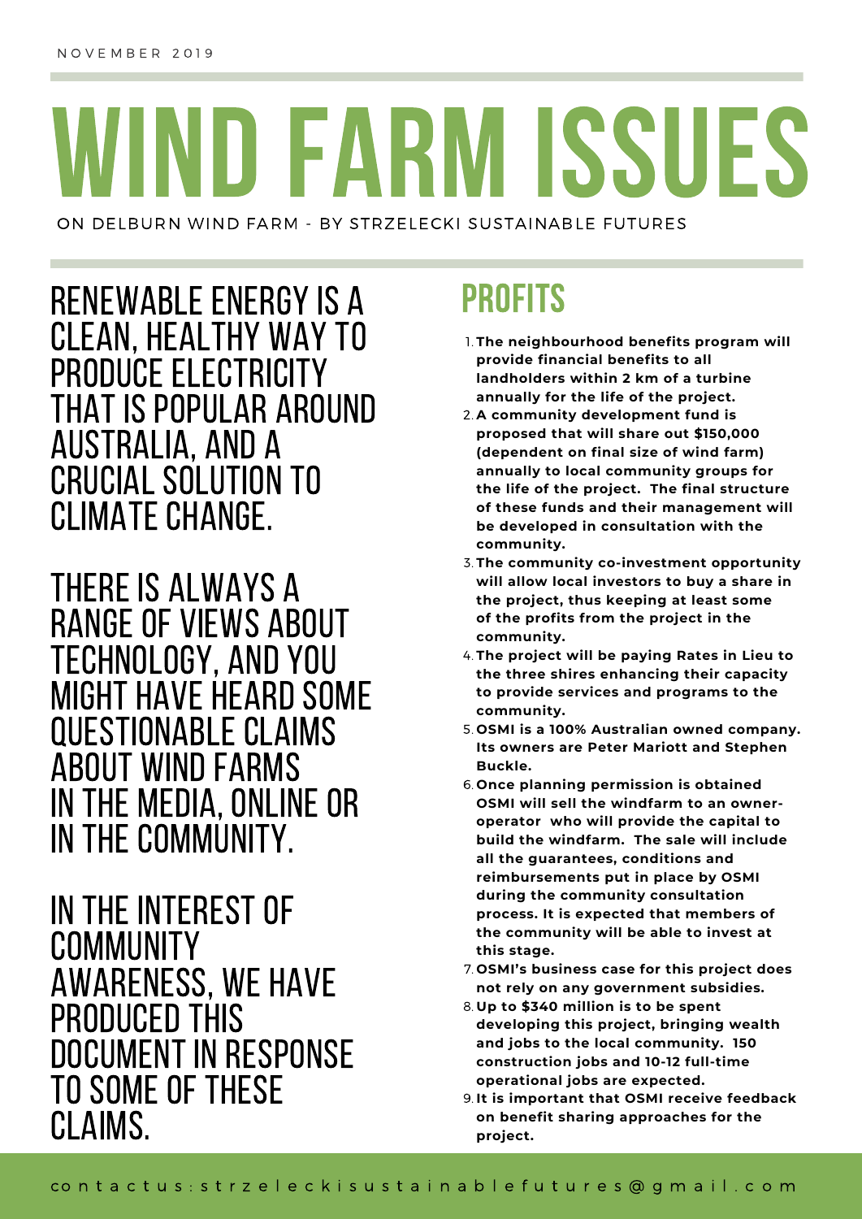NOVEMBER 2019

# WIND FARM ISSUES

ON DELBURN WIND FARM - BY STRZELECKI SUSTAINABLE FUTURES

RENEWABLE ENERGY IS A CLEAN, HEALTHY WAY TO PRODUCE ELECTRICITY THAT IS POPULAR AROUND AUSTRALIA, AND A CRUCIAL SOLUTION TO CLIMATE CHANGE.

THERE IS ALWAYS A RANGE OF VIEWS ABOUT TECHNOLOGY, AND YOU MIGHT HAVE HEARD SOME QUESTIONABLE CLAIMS ABOUT WIND FARMS IN THE MEDIA, ONLINE OR IN THE COMMUNITY.

IN THE INTEREST OF COMMUNITY AWARENESS, WE HAVE PRODUCED THIS DOCUMENT IN RESPONSE TO SOME OF THESE CLAIMS.

## PROFITS

1. **The neighbourhood benefits program will provide financial benefits to all landholders within 2 km of a turbine annually for the life of the project.**
2. **A community development fund is proposed that will share out $150,000 (dependent on final size of wind farm) annually to local community groups for the life of the project. The final structure of these funds and their management will be developed in consultation with the community.**
3. **The community co-investment opportunity will allow local investors to buy a share in the project, thus keeping at least some of the profits from the project in the community.**
4. **The project will be paying Rates in Lieu to the three shires enhancing their capacity to provide services and programs to the community.**
5. **OSMI is a 100% Australian owned company. Its owners are Peter Mariott and Stephen Buckle.**
6. **Once planning permission is obtained OSMI will sell the windfarm to an owner-operator who will provide the capital to build the windfarm. The sale will include all the guarantees, conditions and reimbursements put in place by OSMI during the community consultation process. It is expected that members of the community will be able to invest at this stage.**
7. **OSMI's business case for this project does not rely on any government subsidies.**
8. **Up to $340 million is to be spent developing this project, bringing wealth and jobs to the local community. 150 construction jobs and 10-12 full-time operational jobs are expected.**
9. **It is important that OSMI receive feedback on benefit sharing approaches for the project.**

contact us: strzeleckisustainablefutures@gmail.com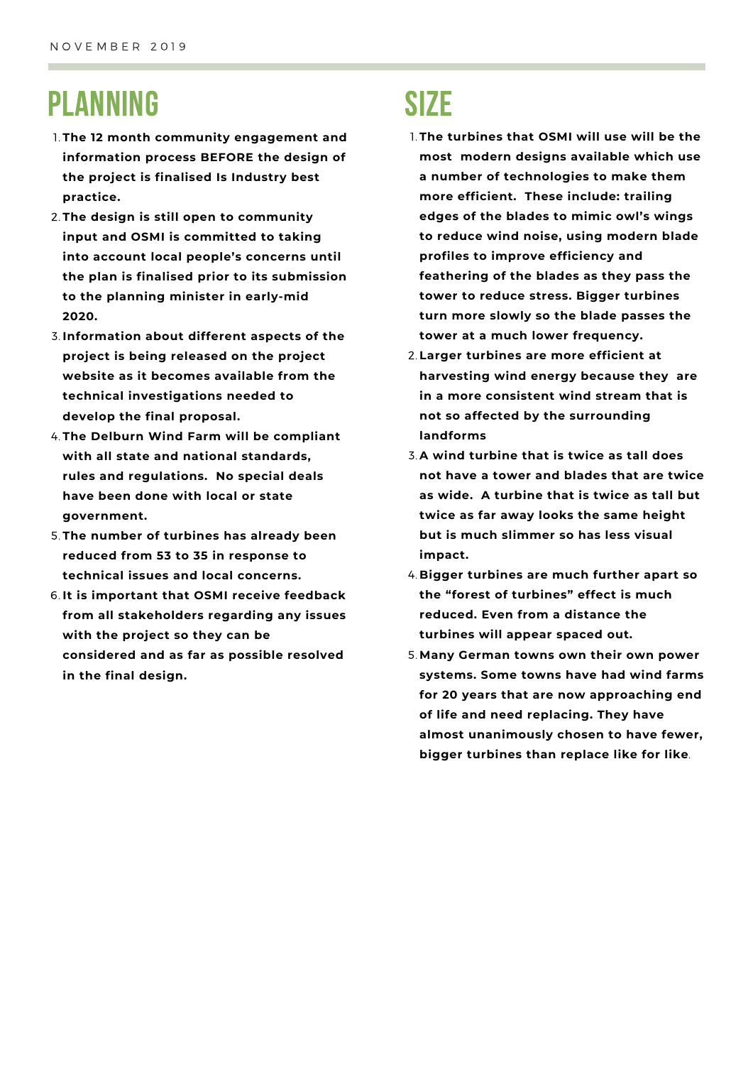## PLANNING

1. **The 12 month community engagement and information process BEFORE the design of the project is finalised Is Industry best practice.**
2. **The design is still open to community input and OSMI is committed to taking into account local people's concerns until the plan is finalised prior to its submission to the planning minister in early-mid 2020.**
3. **Information about different aspects of the project is being released on the project website as it becomes available from the technical investigations needed to develop the final proposal.**
4. **The Delburn Wind Farm will be compliant with all state and national standards, rules and regulations. No special deals have been done with local or state government.**
5. **The number of turbines has already been reduced from 53 to 35 in response to technical issues and local concerns.**
6. **It is important that OSMI receive feedback from all stakeholders regarding any issues with the project so they can be considered and as far as possible resolved in the final design.**

## SIZE

1. **The turbines that OSMI will use will be the most modern designs available which use a number of technologies to make them more efficient. These include: trailing edges of the blades to mimic owl's wings to reduce wind noise, using modern blade profiles to improve efficiency and feathering of the blades as they pass the tower to reduce stress. Bigger turbines turn more slowly so the blade passes the tower at a much lower frequency.**
2. **Larger turbines are more efficient at harvesting wind energy because they are in a more consistent wind stream that is not so affected by the surrounding landforms**
3. **A wind turbine that is twice as tall does not have a tower and blades that are twice as wide. A turbine that is twice as tall but twice as far away looks the same height but is much slimmer so has less visual impact.**
4. **Bigger turbines are much further apart so the "forest of turbines" effect is much reduced. Even from a distance the turbines will appear spaced out.**
5. **Many German towns own their own power systems. Some towns have had wind farms for 20 years that are now approaching end of life and need replacing. They have almost unanimously chosen to have fewer, bigger turbines than replace like for like**.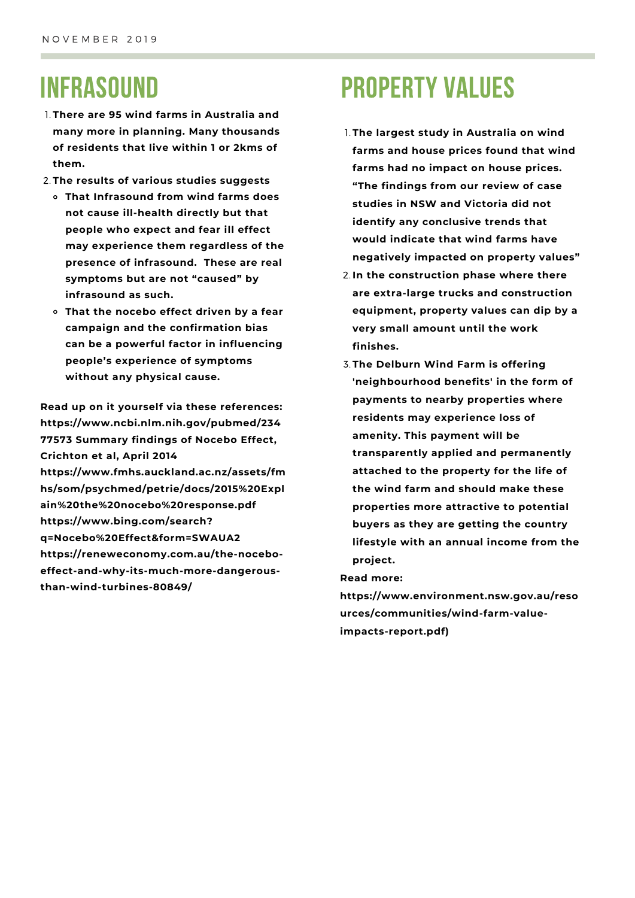NOVEMBER 2019

# INFRASOUND

1. **There are 95 wind farms in Australia and many more in planning. Many thousands of residents that live within 1 or 2kms of them.**
2. **The results of various studies suggests**
   - **That Infrasound from wind farms does not cause ill-health directly but that people who expect and fear ill effect may experience them regardless of the presence of infrasound. These are real symptoms but are not "caused" by infrasound as such.**
   - **That the nocebo effect driven by a fear campaign and the confirmation bias can be a powerful factor in influencing people's experience of symptoms without any physical cause.**

**Read up on it yourself via these references:**
**https://www.ncbi.nlm.nih.gov/pubmed/23477573 Summary findings of Nocebo Effect, Crichton et al, April 2014**
**https://www.fmhs.auckland.ac.nz/assets/fmhs/som/psychmed/petrie/docs/2015%20Explain%20the%20nocebo%20response.pdf**
**https://www.bing.com/search?q=Nocebo%20Effect&form=SWAUA2**
**https://reneweconomy.com.au/the-nocebo-effect-and-why-its-much-more-dangerous-than-wind-turbines-80849/**

# PROPERTY VALUES

1. **The largest study in Australia on wind farms and house prices found that wind farms had no impact on house prices. "The findings from our review of case studies in NSW and Victoria did not identify any conclusive trends that would indicate that wind farms have negatively impacted on property values"**
2. **In the construction phase where there are extra-large trucks and construction equipment, property values can dip by a very small amount until the work finishes.**
3. **The Delburn Wind Farm is offering 'neighbourhood benefits' in the form of payments to nearby properties where residents may experience loss of amenity. This payment will be transparently applied and permanently attached to the property for the life of the wind farm and should make these properties more attractive to potential buyers as they are getting the country lifestyle with an annual income from the project.**

**Read more:**
**https://www.environment.nsw.gov.au/resources/communities/wind-farm-value-impacts-report.pdf)**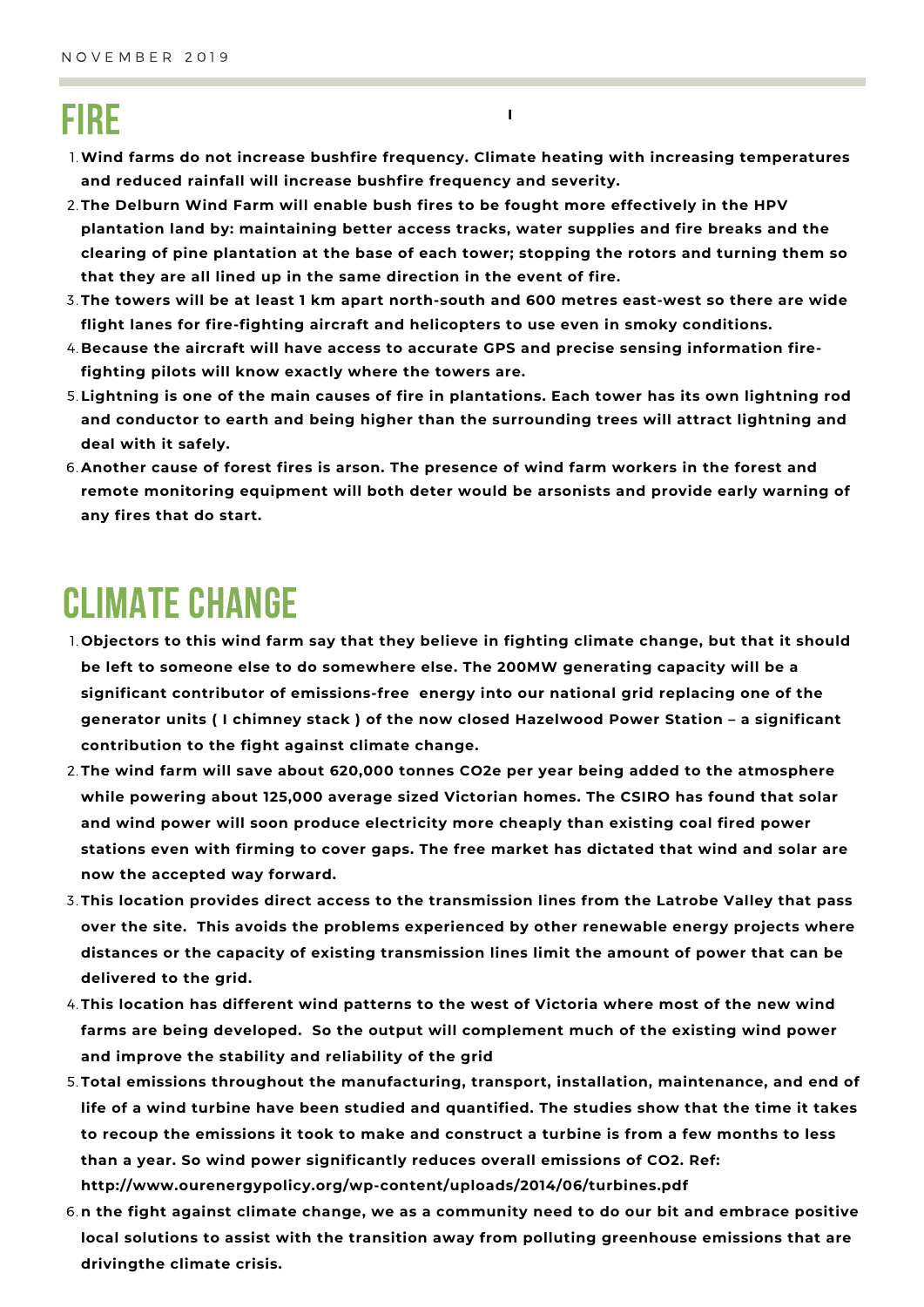# FIRE

1. **Wind farms do not increase bushfire frequency. Climate heating with increasing temperatures and reduced rainfall will increase bushfire frequency and severity.**
2. **The Delburn Wind Farm will enable bush fires to be fought more effectively in the HPV plantation land by: maintaining better access tracks, water supplies and fire breaks and the clearing of pine plantation at the base of each tower; stopping the rotors and turning them so that they are all lined up in the same direction in the event of fire.**
3. **The towers will be at least 1 km apart north-south and 600 metres east-west so there are wide flight lanes for fire-fighting aircraft and helicopters to use even in smoky conditions.**
4. **Because the aircraft will have access to accurate GPS and precise sensing information fire-fighting pilots will know exactly where the towers are.**
5. **Lightning is one of the main causes of fire in plantations. Each tower has its own lightning rod and conductor to earth and being higher than the surrounding trees will attract lightning and deal with it safely.**
6. **Another cause of forest fires is arson. The presence of wind farm workers in the forest and remote monitoring equipment will both deter would be arsonists and provide early warning of any fires that do start.**

# CLIMATE CHANGE

1. **Objectors to this wind farm say that they believe in fighting climate change, but that it should be left to someone else to do somewhere else. The 200MW generating capacity will be a significant contributor of emissions-free energy into our national grid replacing one of the generator units ( I chimney stack ) of the now closed Hazelwood Power Station – a significant contribution to the fight against climate change.**
2. **The wind farm will save about 620,000 tonnes CO2e per year being added to the atmosphere while powering about 125,000 average sized Victorian homes. The CSIRO has found that solar and wind power will soon produce electricity more cheaply than existing coal fired power stations even with firming to cover gaps. The free market has dictated that wind and solar are now the accepted way forward.**
3. **This location provides direct access to the transmission lines from the Latrobe Valley that pass over the site. This avoids the problems experienced by other renewable energy projects where distances or the capacity of existing transmission lines limit the amount of power that can be delivered to the grid.**
4. **This location has different wind patterns to the west of Victoria where most of the new wind farms are being developed. So the output will complement much of the existing wind power and improve the stability and reliability of the grid**
5. **Total emissions throughout the manufacturing, transport, installation, maintenance, and end of life of a wind turbine have been studied and quantified. The studies show that the time it takes to recoup the emissions it took to make and construct a turbine is from a few months to less than a year. So wind power significantly reduces overall emissions of CO2. Ref: http://www.ourenergypolicy.org/wp-content/uploads/2014/06/turbines.pdf**
6. **n the fight against climate change, we as a community need to do our bit and embrace positive local solutions to assist with the transition away from polluting greenhouse emissions that are drivingthe climate crisis.**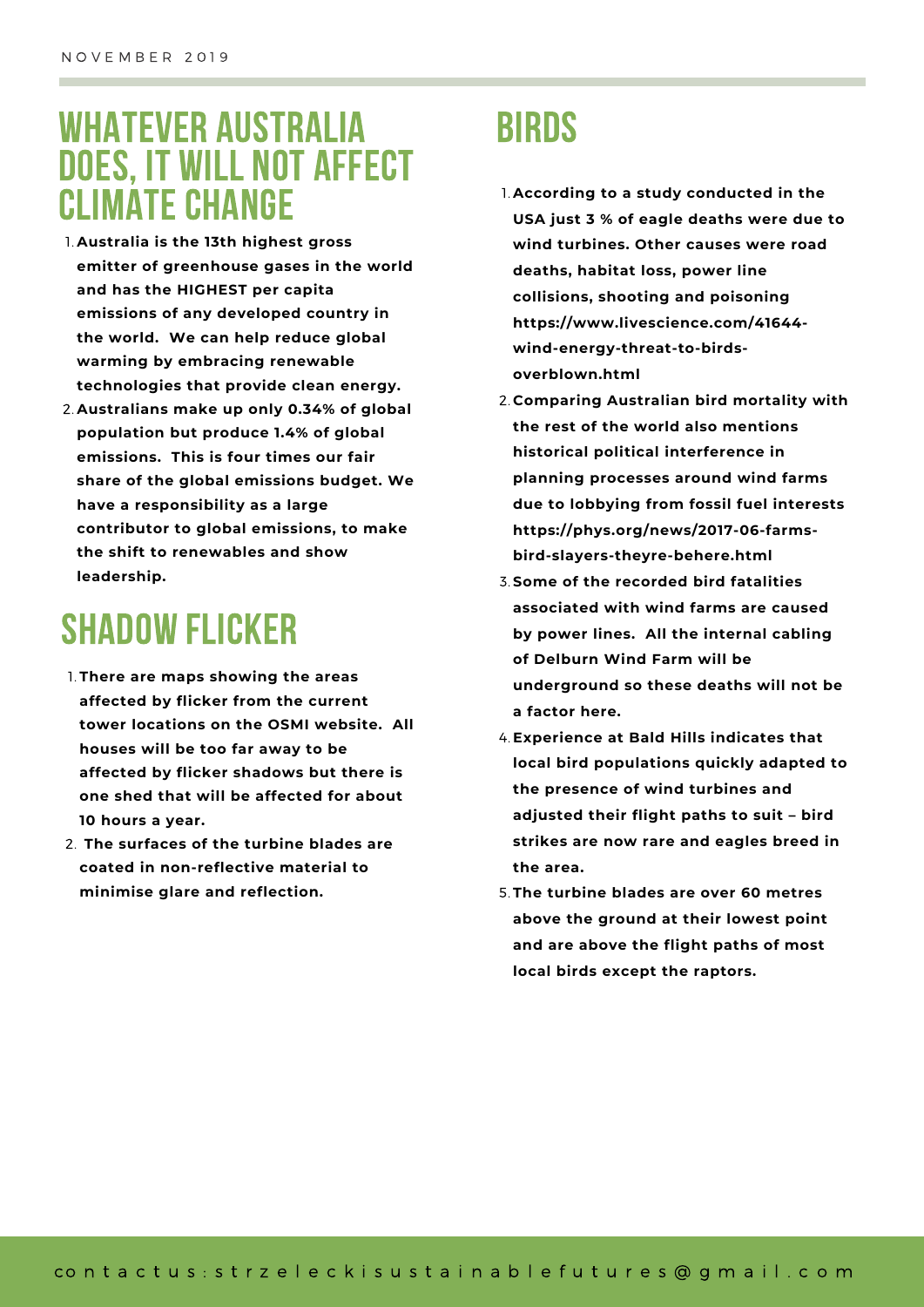NOVEMBER 2019

## WHATEVER AUSTRALIA DOES, IT WILL NOT AFFECT CLIMATE CHANGE

1. **Australia is the 13th highest gross emitter of greenhouse gases in the world and has the HIGHEST per capita emissions of any developed country in the world. We can help reduce global warming by embracing renewable technologies that provide clean energy.**
2. **Australians make up only 0.34% of global population but produce 1.4% of global emissions. This is four times our fair share of the global emissions budget. We have a responsibility as a large contributor to global emissions, to make the shift to renewables and show leadership.**

## SHADOW FLICKER

1. **There are maps showing the areas affected by flicker from the current tower locations on the OSMI website. All houses will be too far away to be affected by flicker shadows but there is one shed that will be affected for about 10 hours a year.**
2. **The surfaces of the turbine blades are coated in non-reflective material to minimise glare and reflection.**

## BIRDS

1. **According to a study conducted in the USA just 3 % of eagle deaths were due to wind turbines. Other causes were road deaths, habitat loss, power line collisions, shooting and poisoning https://www.livescience.com/41644-wind-energy-threat-to-birds-overblown.html**
2. **Comparing Australian bird mortality with the rest of the world also mentions historical political interference in planning processes around wind farms due to lobbying from fossil fuel interests https://phys.org/news/2017-06-farms-bird-slayers-theyre-behere.html**
3. **Some of the recorded bird fatalities associated with wind farms are caused by power lines. All the internal cabling of Delburn Wind Farm will be underground so these deaths will not be a factor here.**
4. **Experience at Bald Hills indicates that local bird populations quickly adapted to the presence of wind turbines and adjusted their flight paths to suit – bird strikes are now rare and eagles breed in the area.**
5. **The turbine blades are over 60 metres above the ground at their lowest point and are above the flight paths of most local birds except the raptors.**

contactus: strzeleckisustainablefutures@gmail.com